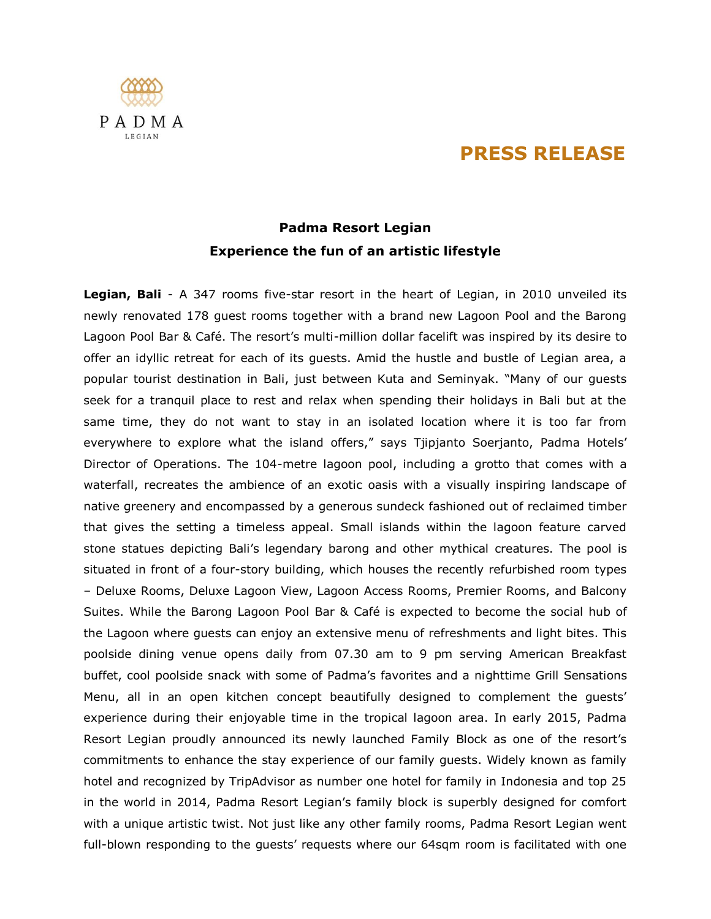PADMA

LEGIAN

# PRESS RELEASE

## Padma Resort Legian
## Experience the fun of an artistic lifestyle

**Legian, Bali** - A 347 rooms five-star resort in the heart of Legian, in 2010 unveiled its newly renovated 178 guest rooms together with a brand new Lagoon Pool and the Barong Lagoon Pool Bar & Café. The resort's multi-million dollar facelift was inspired by its desire to offer an idyllic retreat for each of its guests. Amid the hustle and bustle of Legian area, a popular tourist destination in Bali, just between Kuta and Seminyak. "Many of our guests seek for a tranquil place to rest and relax when spending their holidays in Bali but at the same time, they do not want to stay in an isolated location where it is too far from everywhere to explore what the island offers," says Tjipjanto Soerjanto, Padma Hotels' Director of Operations. The 104-metre lagoon pool, including a grotto that comes with a waterfall, recreates the ambience of an exotic oasis with a visually inspiring landscape of native greenery and encompassed by a generous sundeck fashioned out of reclaimed timber that gives the setting a timeless appeal. Small islands within the lagoon feature carved stone statues depicting Bali's legendary barong and other mythical creatures. The pool is situated in front of a four-story building, which houses the recently refurbished room types – Deluxe Rooms, Deluxe Lagoon View, Lagoon Access Rooms, Premier Rooms, and Balcony Suites. While the Barong Lagoon Pool Bar & Café is expected to become the social hub of the Lagoon where guests can enjoy an extensive menu of refreshments and light bites. This poolside dining venue opens daily from 07.30 am to 9 pm serving American Breakfast buffet, cool poolside snack with some of Padma's favorites and a nighttime Grill Sensations Menu, all in an open kitchen concept beautifully designed to complement the guests' experience during their enjoyable time in the tropical lagoon area. In early 2015, Padma Resort Legian proudly announced its newly launched Family Block as one of the resort's commitments to enhance the stay experience of our family guests. Widely known as family hotel and recognized by TripAdvisor as number one hotel for family in Indonesia and top 25 in the world in 2014, Padma Resort Legian's family block is superbly designed for comfort with a unique artistic twist. Not just like any other family rooms, Padma Resort Legian went full-blown responding to the guests' requests where our 64sqm room is facilitated with one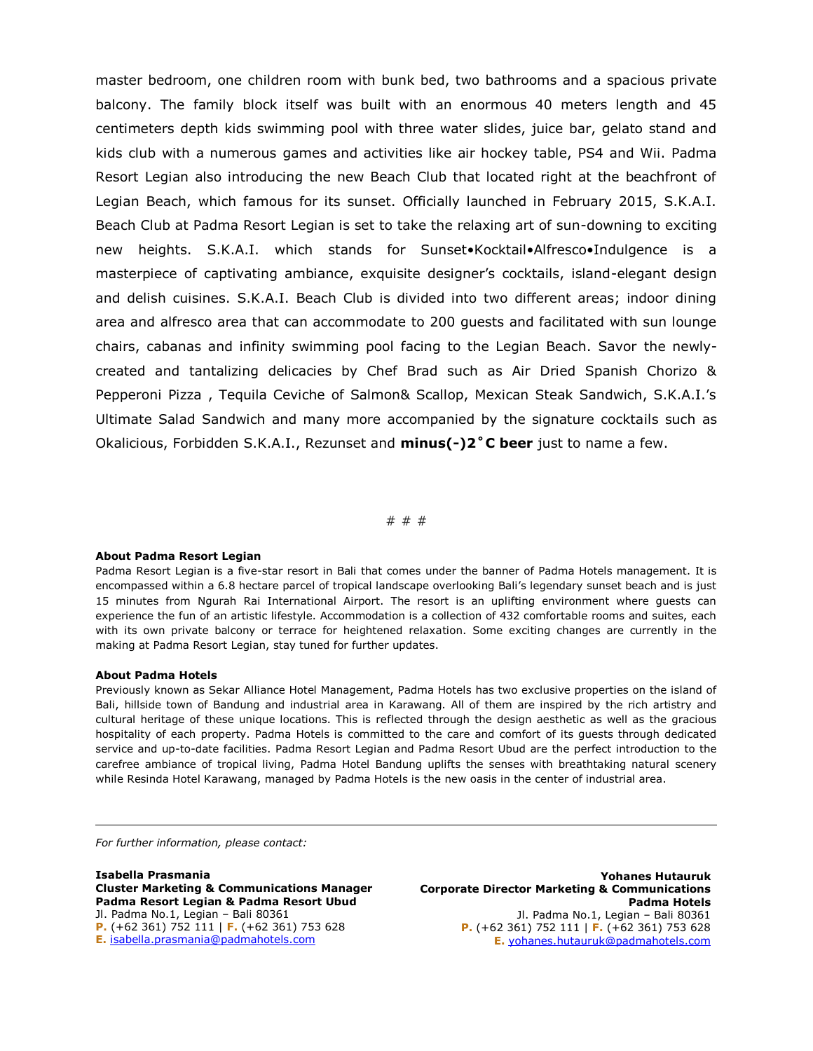master bedroom, one children room with bunk bed, two bathrooms and a spacious private balcony. The family block itself was built with an enormous 40 meters length and 45 centimeters depth kids swimming pool with three water slides, juice bar, gelato stand and kids club with a numerous games and activities like air hockey table, PS4 and Wii. Padma Resort Legian also introducing the new Beach Club that located right at the beachfront of Legian Beach, which famous for its sunset. Officially launched in February 2015, S.K.A.I. Beach Club at Padma Resort Legian is set to take the relaxing art of sun-downing to exciting new heights. S.K.A.I. which stands for Sunset•Kocktail•Alfresco•Indulgence is a masterpiece of captivating ambiance, exquisite designer's cocktails, island-elegant design and delish cuisines. S.K.A.I. Beach Club is divided into two different areas; indoor dining area and alfresco area that can accommodate to 200 guests and facilitated with sun lounge chairs, cabanas and infinity swimming pool facing to the Legian Beach. Savor the newly-created and tantalizing delicacies by Chef Brad such as Air Dried Spanish Chorizo & Pepperoni Pizza , Tequila Ceviche of Salmon& Scallop, Mexican Steak Sandwich, S.K.A.I.'s Ultimate Salad Sandwich and many more accompanied by the signature cocktails such as Okalicious, Forbidden S.K.A.I., Rezunset and **minus(-)2˚C beer** just to name a few.

# # #

**About Padma Resort Legian**

Padma Resort Legian is a five-star resort in Bali that comes under the banner of Padma Hotels management. It is encompassed within a 6.8 hectare parcel of tropical landscape overlooking Bali's legendary sunset beach and is just 15 minutes from Ngurah Rai International Airport. The resort is an uplifting environment where guests can experience the fun of an artistic lifestyle. Accommodation is a collection of 432 comfortable rooms and suites, each with its own private balcony or terrace for heightened relaxation. Some exciting changes are currently in the making at Padma Resort Legian, stay tuned for further updates.

**About Padma Hotels**

Previously known as Sekar Alliance Hotel Management, Padma Hotels has two exclusive properties on the island of Bali, hillside town of Bandung and industrial area in Karawang. All of them are inspired by the rich artistry and cultural heritage of these unique locations. This is reflected through the design aesthetic as well as the gracious hospitality of each property. Padma Hotels is committed to the care and comfort of its guests through dedicated service and up-to-date facilities. Padma Resort Legian and Padma Resort Ubud are the perfect introduction to the carefree ambiance of tropical living, Padma Hotel Bandung uplifts the senses with breathtaking natural scenery while Resinda Hotel Karawang, managed by Padma Hotels is the new oasis in the center of industrial area.

---

*For further information, please contact:*

**Isabella Prasmania**
**Cluster Marketing & Communications Manager**
**Padma Resort Legian & Padma Resort Ubud**
Jl. Padma No.1, Legian – Bali 80361
**P.** (+62 361) 752 111 | **F.** (+62 361) 753 628
**E.** isabella.prasmania@padmahotels.com

**Yohanes Hutauruk**
**Corporate Director Marketing & Communications**
**Padma Hotels**
Jl. Padma No.1, Legian – Bali 80361
**P.** (+62 361) 752 111 | **F.** (+62 361) 753 628
**E.** yohanes.hutauruk@padmahotels.com